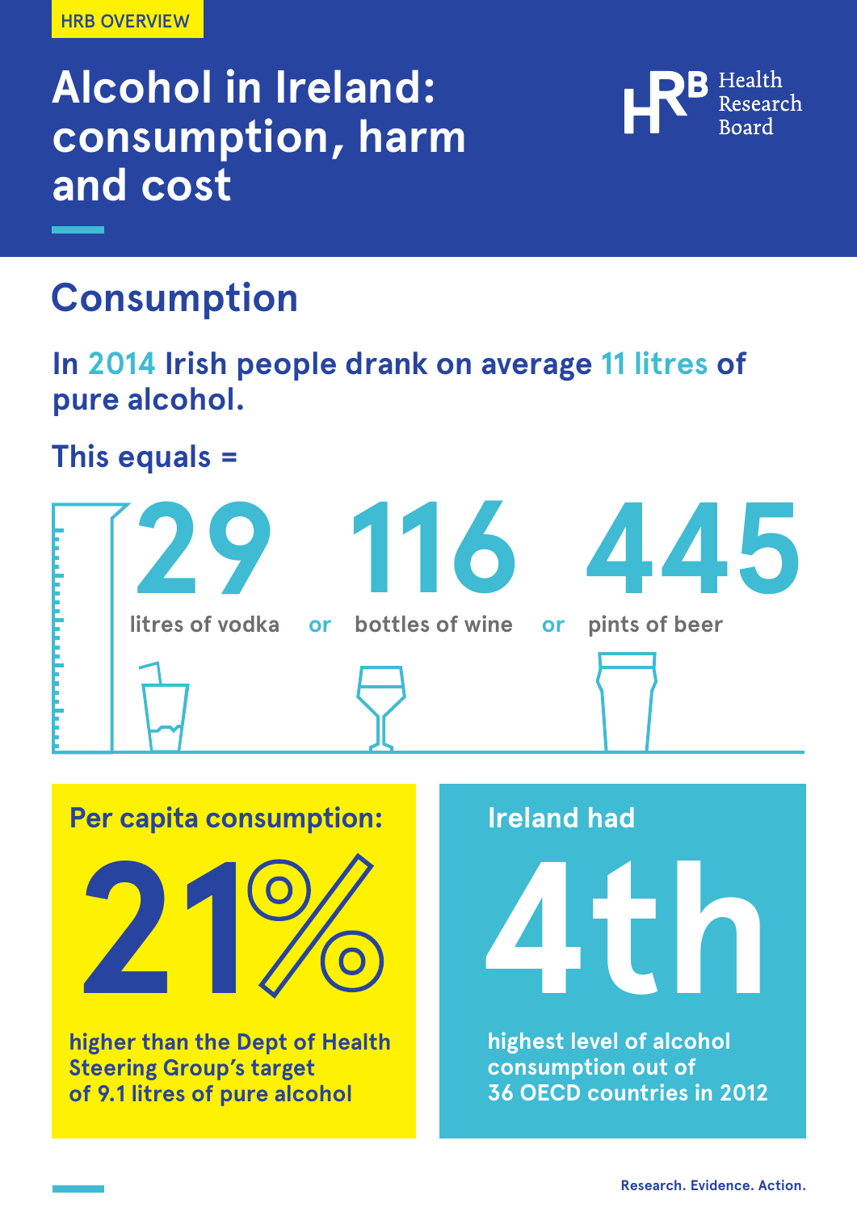HRB OVERVIEW

# Alcohol in Ireland: consumption, harm and cost

Health Research Board

## Consumption

**In 2014 Irish people drank on average 11 litres of pure alcohol.**

**This equals =**

**29** litres of vodka or **116** bottles of wine or **445** pints of beer

**Per capita consumption:**

**21%**

higher than the Dept of Health Steering Group's target of 9.1 litres of pure alcohol

**Ireland had**

**4th**

highest level of alcohol consumption out of 36 OECD countries in 2012

Research. Evidence. Action.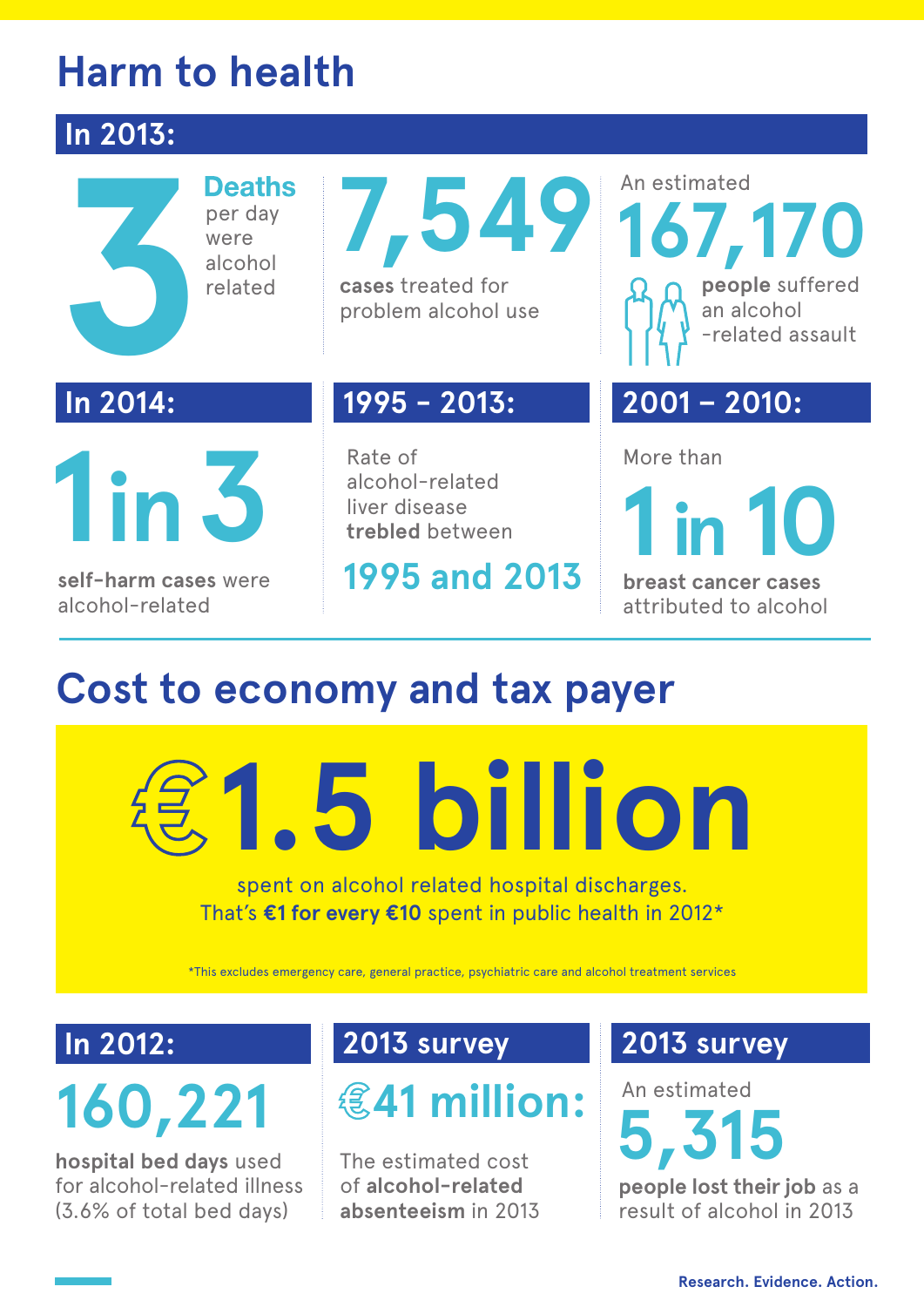# Harm to health

## In 2013:

**3** **Deaths** per day were alcohol related

**7,549** **cases** treated for problem alcohol use

An estimated **167,170** **people** suffered an alcohol -related assault

## In 2014:

**1 in 3**

**self-harm cases** were alcohol-related

## 1995 – 2013:

Rate of alcohol-related liver disease **trebled** between

**1995 and 2013**

## 2001 – 2010:

More than

**1 in 10**

**breast cancer cases** attributed to alcohol

# Cost to economy and tax payer

**€1.5 billion**

spent on alcohol related hospital discharges.
That's **€1 for every €10** spent in public health in 2012*

*This excludes emergency care, general practice, psychiatric care and alcohol treatment services

## In 2012:

**160,221**

**hospital bed days** used for alcohol-related illness (3.6% of total bed days)

## 2013 survey

**€41 million:**

The estimated cost of **alcohol-related absenteeism** in 2013

## 2013 survey

An estimated

**5,315**

**people lost their job** as a result of alcohol in 2013

**Research. Evidence. Action.**